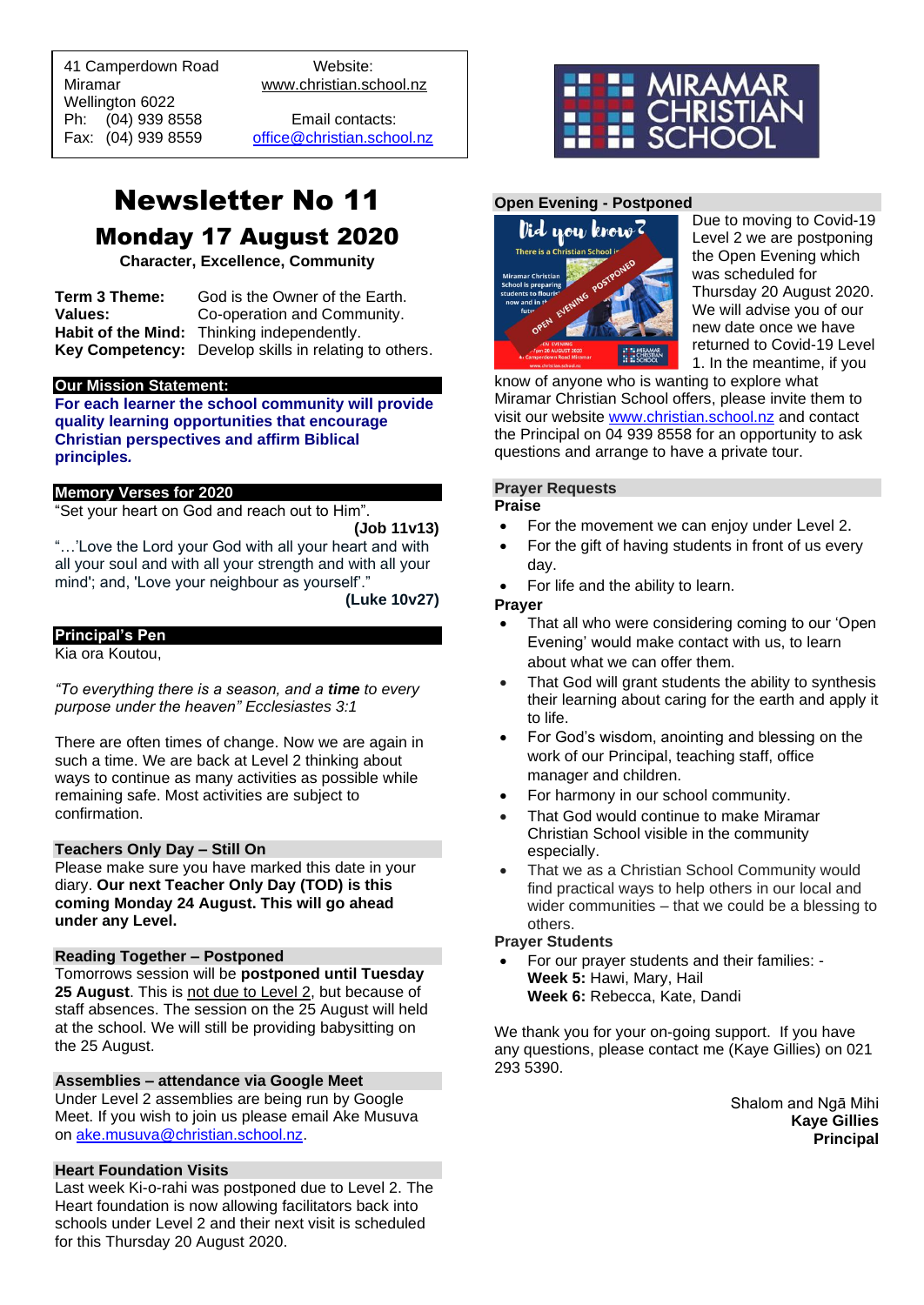41 Camperdown Road
Miramar
Wellington 6022
Ph: (04) 939 8558
Fax: (04) 939 8559

Website:
www.christian.school.nz

Email contacts:
office@christian.school.nz

# Newsletter No 11

## Monday 17 August 2020

**Character, Excellence, Community**

| | |
|---|---|
| **Term 3 Theme:** | God is the Owner of the Earth. |
| **Values:** | Co-operation and Community. |
| **Habit of the Mind:** | Thinking independently. |
| **Key Competency:** | Develop skills in relating to others. |

### Our Mission Statement:

**For each learner the school community will provide quality learning opportunities that encourage Christian perspectives and affirm Biblical principles.**

### Memory Verses for 2020

"Set your heart on God and reach out to Him".
**(Job 11v13)**

"…'Love the Lord your God with all your heart and with all your soul and with all your strength and with all your mind'; and, 'Love your neighbour as yourself'."
**(Luke 10v27)**

### Principal's Pen

Kia ora Koutou,

*"To everything there is a season, and a **time** to every purpose under the heaven" Ecclesiastes 3:1*

There are often times of change. Now we are again in such a time. We are back at Level 2 thinking about ways to continue as many activities as possible while remaining safe. Most activities are subject to confirmation.

### Teachers Only Day – Still On

Please make sure you have marked this date in your diary. **Our next Teacher Only Day (TOD) is this coming Monday 24 August. This will go ahead under any Level.**

### Reading Together – Postponed

Tomorrows session will be **postponed until Tuesday 25 August**. This is not due to Level 2, but because of staff absences. The session on the 25 August will held at the school. We will still be providing babysitting on the 25 August.

### Assemblies – attendance via Google Meet

Under Level 2 assemblies are being run by Google Meet. If you wish to join us please email Ake Musuva on ake.musuva@christian.school.nz.

### Heart Foundation Visits

Last week Ki-o-rahi was postponed due to Level 2. The Heart foundation is now allowing facilitators back into schools under Level 2 and their next visit is scheduled for this Thursday 20 August 2020.

### Open Evening - Postponed

Due to moving to Covid-19 Level 2 we are postponing the Open Evening which was scheduled for Thursday 20 August 2020. We will advise you of our new date once we have returned to Covid-19 Level 1. In the meantime, if you know of anyone who is wanting to explore what Miramar Christian School offers, please invite them to visit our website www.christian.school.nz and contact the Principal on 04 939 8558 for an opportunity to ask questions and arrange to have a private tour.

### Prayer Requests

**Praise**

- For the movement we can enjoy under Level 2.
- For the gift of having students in front of us every day.
- For life and the ability to learn.

**Prayer**

- That all who were considering coming to our 'Open Evening' would make contact with us, to learn about what we can offer them.
- That God will grant students the ability to synthesis their learning about caring for the earth and apply it to life.
- For God's wisdom, anointing and blessing on the work of our Principal, teaching staff, office manager and children.
- For harmony in our school community.
- That God would continue to make Miramar Christian School visible in the community especially.
- That we as a Christian School Community would find practical ways to help others in our local and wider communities – that we could be a blessing to others.

**Prayer Students**

- For our prayer students and their families: -
  **Week 5:** Hawi, Mary, Hail
  **Week 6:** Rebecca, Kate, Dandi

We thank you for your on-going support. If you have any questions, please contact me (Kaye Gillies) on 021 293 5390.

Shalom and Ngā Mihi
**Kaye Gillies**
**Principal**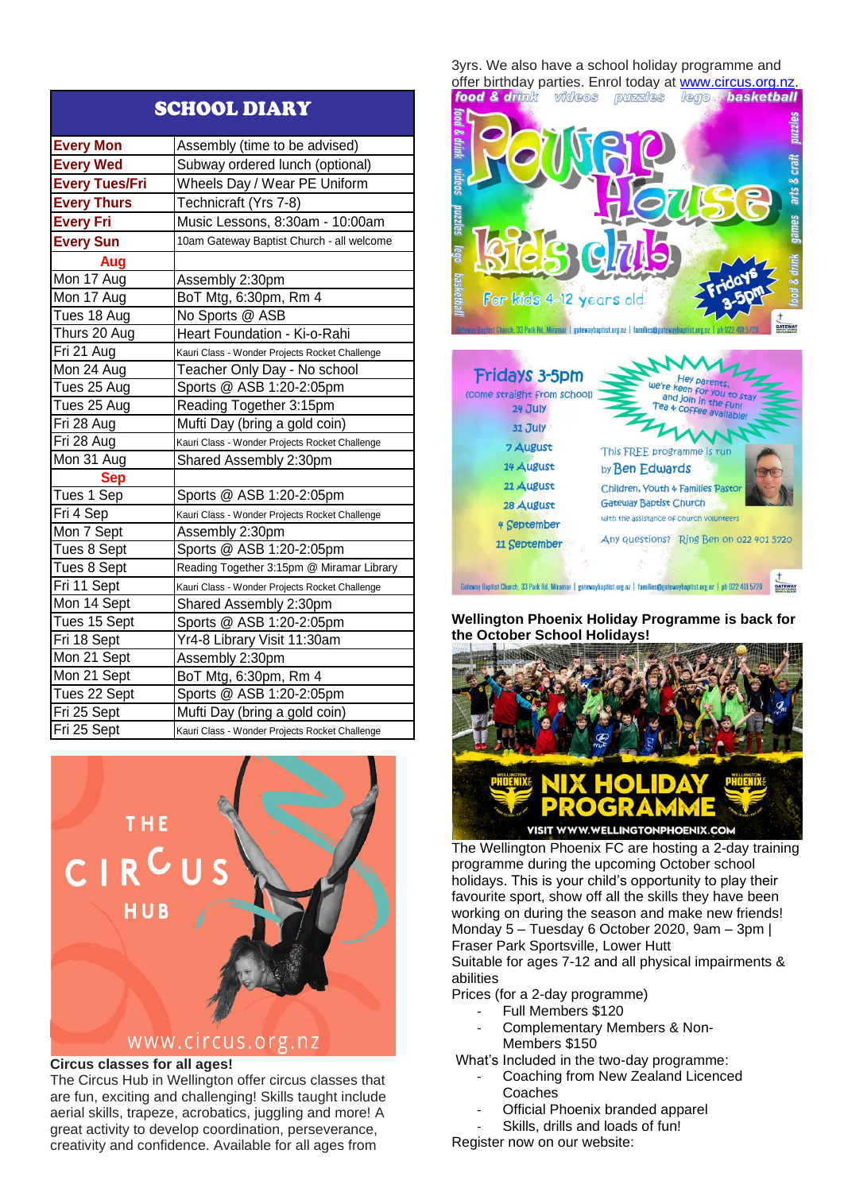## SCHOOL DIARY

| | |
|---|---|
| **Every Mon** | Assembly (time to be advised) |
| **Every Wed** | Subway ordered lunch (optional) |
| **Every Tues/Fri** | Wheels Day / Wear PE Uniform |
| **Every Thurs** | Technicraft (Yrs 7-8) |
| **Every Fri** | Music Lessons, 8:30am - 10:00am |
| **Every Sun** | 10am Gateway Baptist Church - all welcome |
| **Aug** | |
| Mon 17 Aug | Assembly 2:30pm |
| Mon 17 Aug | BoT Mtg, 6:30pm, Rm 4 |
| Tues 18 Aug | No Sports @ ASB |
| Thurs 20 Aug | Heart Foundation - Ki-o-Rahi |
| Fri 21 Aug | Kauri Class - Wonder Projects Rocket Challenge |
| Mon 24 Aug | Teacher Only Day - No school |
| Tues 25 Aug | Sports @ ASB 1:20-2:05pm |
| Tues 25 Aug | Reading Together 3:15pm |
| Fri 28 Aug | Mufti Day (bring a gold coin) |
| Fri 28 Aug | Kauri Class - Wonder Projects Rocket Challenge |
| Mon 31 Aug | Shared Assembly 2:30pm |
| **Sep** | |
| Tues 1 Sep | Sports @ ASB 1:20-2:05pm |
| Fri 4 Sep | Kauri Class - Wonder Projects Rocket Challenge |
| Mon 7 Sept | Assembly 2:30pm |
| Tues 8 Sept | Sports @ ASB 1:20-2:05pm |
| Tues 8 Sept | Reading Together 3:15pm @ Miramar Library |
| Fri 11 Sept | Kauri Class - Wonder Projects Rocket Challenge |
| Mon 14 Sept | Shared Assembly 2:30pm |
| Tues 15 Sept | Sports @ ASB 1:20-2:05pm |
| Fri 18 Sept | Yr4-8 Library Visit 11:30am |
| Mon 21 Sept | Assembly 2:30pm |
| Mon 21 Sept | BoT Mtg, 6:30pm, Rm 4 |
| Tues 22 Sept | Sports @ ASB 1:20-2:05pm |
| Fri 25 Sept | Mufti Day (bring a gold coin) |
| Fri 25 Sept | Kauri Class - Wonder Projects Rocket Challenge |

**Circus classes for all ages!**

The Circus Hub in Wellington offer circus classes that are fun, exciting and challenging! Skills taught include aerial skills, trapeze, acrobatics, juggling and more! A great activity to develop coordination, perseverance, creativity and confidence. Available for all ages from 3yrs. We also have a school holiday programme and offer birthday parties. Enrol today at www.circus.org.nz.

**Power House Kids Club** – For kids 4-12 years old – Fridays 3-5pm

Fridays 3-5pm (come straight from school)
24 July, 31 July, 7 August, 14 August, 21 August, 28 August, 4 September, 11 September

Hey parents, we're keen for you to stay and join in the fun! Tea & coffee available!

This FREE programme is run by Ben Edwards, Children, Youth & Families Pastor, Gateway Baptist Church, with the assistance of church volunteers.

Any questions? Ring Ben on 022 401 5720

Gateway Baptist Church, 33 Park Rd, Miramar | gatewaybaptist.org.nz | families@gatewaybaptist.org.nz | ph 022 401 5720

**Wellington Phoenix Holiday Programme is back for the October School Holidays!**

The Wellington Phoenix FC are hosting a 2-day training programme during the upcoming October school holidays. This is your child's opportunity to play their favourite sport, show off all the skills they have been working on during the season and make new friends!

Monday 5 – Tuesday 6 October 2020, 9am – 3pm | Fraser Park Sportsville, Lower Hutt

Suitable for ages 7-12 and all physical impairments & abilities

Prices (for a 2-day programme)
- Full Members $120
- Complementary Members & Non-Members $150

What's Included in the two-day programme:
- Coaching from New Zealand Licenced Coaches
- Official Phoenix branded apparel
- Skills, drills and loads of fun!

Register now on our website: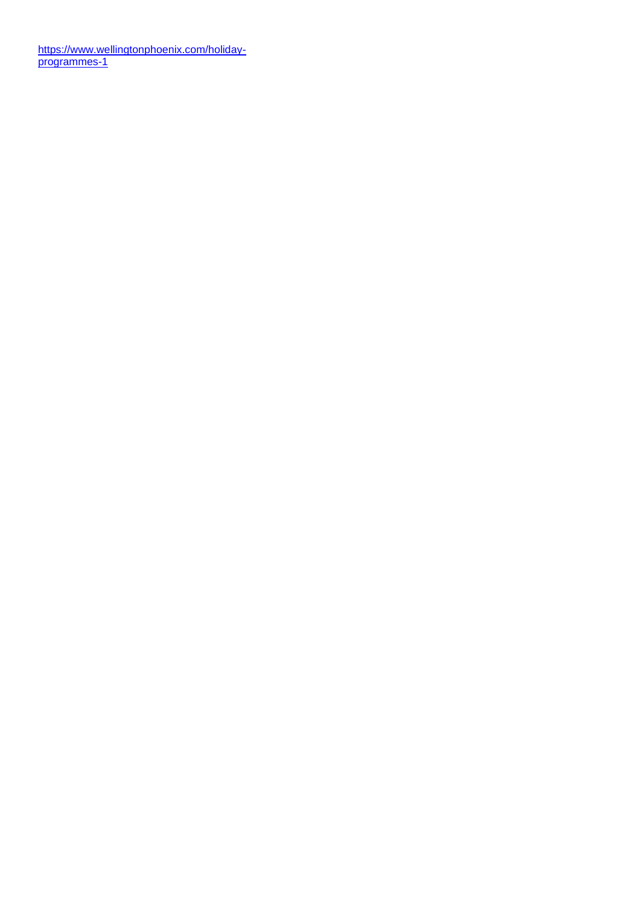https://www.wellingtonphoenix.com/holiday-programmes-1